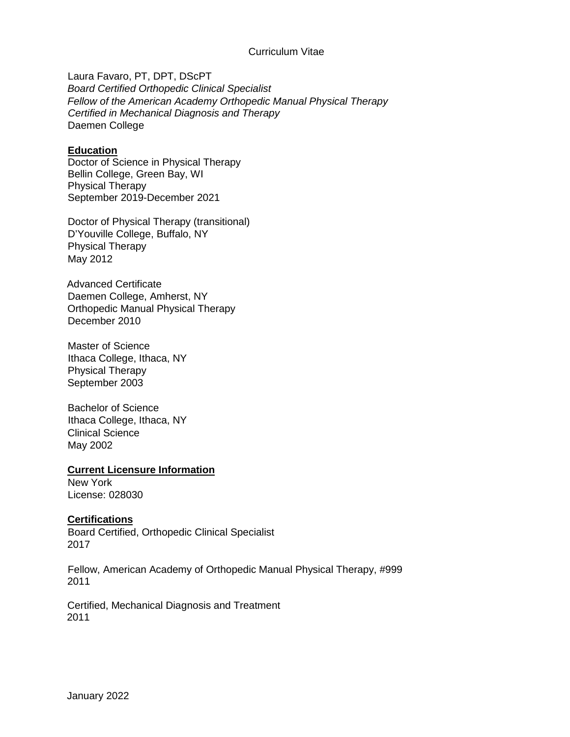# Curriculum Vitae

Laura Favaro, PT, DPT, DScPT
*Board Certified Orthopedic Clinical Specialist*
*Fellow of the American Academy Orthopedic Manual Physical Therapy*
*Certified in Mechanical Diagnosis and Therapy*
Daemen College

## Education

Doctor of Science in Physical Therapy
Bellin College, Green Bay, WI
Physical Therapy
September 2019-December 2021

Doctor of Physical Therapy (transitional)
D'Youville College, Buffalo, NY
Physical Therapy
May 2012

Advanced Certificate
Daemen College, Amherst, NY
Orthopedic Manual Physical Therapy
December 2010

Master of Science
Ithaca College, Ithaca, NY
Physical Therapy
September 2003

Bachelor of Science
Ithaca College, Ithaca, NY
Clinical Science
May 2002

## Current Licensure Information

New York
License: 028030

## Certifications

Board Certified, Orthopedic Clinical Specialist
2017

Fellow, American Academy of Orthopedic Manual Physical Therapy, #999
2011

Certified, Mechanical Diagnosis and Treatment
2011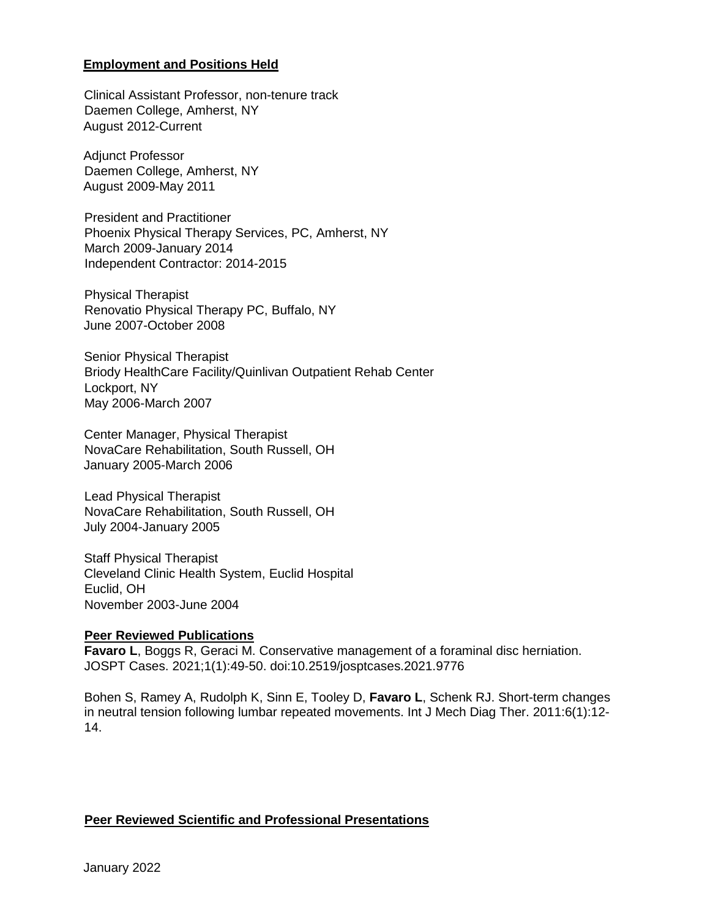## Employment and Positions Held

Clinical Assistant Professor, non-tenure track
Daemen College, Amherst, NY
August 2012-Current

Adjunct Professor
Daemen College, Amherst, NY
August 2009-May 2011

President and Practitioner
Phoenix Physical Therapy Services, PC, Amherst, NY
March 2009-January 2014
Independent Contractor: 2014-2015

Physical Therapist
Renovatio Physical Therapy PC, Buffalo, NY
June 2007-October 2008

Senior Physical Therapist
Briody HealthCare Facility/Quinlivan Outpatient Rehab Center
Lockport, NY
May 2006-March 2007

Center Manager, Physical Therapist
NovaCare Rehabilitation, South Russell, OH
January 2005-March 2006

Lead Physical Therapist
NovaCare Rehabilitation, South Russell, OH
July 2004-January 2005

Staff Physical Therapist
Cleveland Clinic Health System, Euclid Hospital
Euclid, OH
November 2003-June 2004

## Peer Reviewed Publications

**Favaro L**, Boggs R, Geraci M. Conservative management of a foraminal disc herniation. JOSPT Cases. 2021;1(1):49-50. doi:10.2519/josptcases.2021.9776

Bohen S, Ramey A, Rudolph K, Sinn E, Tooley D, **Favaro L**, Schenk RJ. Short-term changes in neutral tension following lumbar repeated movements. Int J Mech Diag Ther. 2011:6(1):12-14.

## Peer Reviewed Scientific and Professional Presentations

January 2022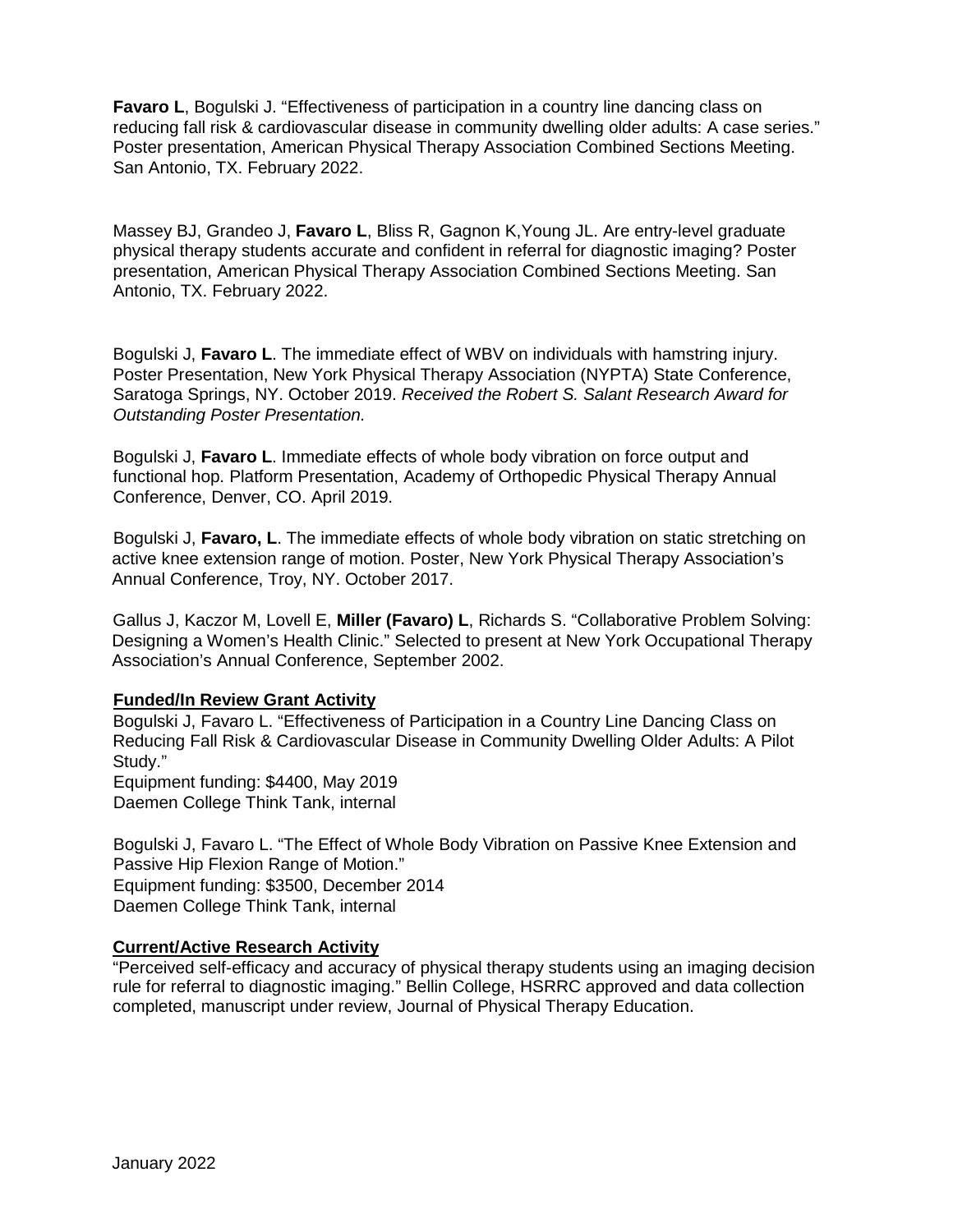**Favaro L**, Bogulski J. "Effectiveness of participation in a country line dancing class on reducing fall risk & cardiovascular disease in community dwelling older adults: A case series." Poster presentation, American Physical Therapy Association Combined Sections Meeting. San Antonio, TX. February 2022.

Massey BJ, Grandeo J, **Favaro L**, Bliss R, Gagnon K,Young JL. Are entry-level graduate physical therapy students accurate and confident in referral for diagnostic imaging? Poster presentation, American Physical Therapy Association Combined Sections Meeting. San Antonio, TX. February 2022.

Bogulski J, **Favaro L**. The immediate effect of WBV on individuals with hamstring injury. Poster Presentation, New York Physical Therapy Association (NYPTA) State Conference, Saratoga Springs, NY. October 2019. *Received the Robert S. Salant Research Award for Outstanding Poster Presentation.*

Bogulski J, **Favaro L**. Immediate effects of whole body vibration on force output and functional hop. Platform Presentation, Academy of Orthopedic Physical Therapy Annual Conference, Denver, CO. April 2019.

Bogulski J, **Favaro, L**. The immediate effects of whole body vibration on static stretching on active knee extension range of motion. Poster, New York Physical Therapy Association's Annual Conference, Troy, NY. October 2017.

Gallus J, Kaczor M, Lovell E, **Miller (Favaro) L**, Richards S. "Collaborative Problem Solving: Designing a Women's Health Clinic." Selected to present at New York Occupational Therapy Association's Annual Conference, September 2002.

**Funded/In Review Grant Activity**

Bogulski J, Favaro L. "Effectiveness of Participation in a Country Line Dancing Class on Reducing Fall Risk & Cardiovascular Disease in Community Dwelling Older Adults: A Pilot Study."
Equipment funding: $4400, May 2019
Daemen College Think Tank, internal

Bogulski J, Favaro L. "The Effect of Whole Body Vibration on Passive Knee Extension and Passive Hip Flexion Range of Motion."
Equipment funding: $3500, December 2014
Daemen College Think Tank, internal

**Current/Active Research Activity**

"Perceived self-efficacy and accuracy of physical therapy students using an imaging decision rule for referral to diagnostic imaging." Bellin College, HSRRC approved and data collection completed, manuscript under review, Journal of Physical Therapy Education.

January 2022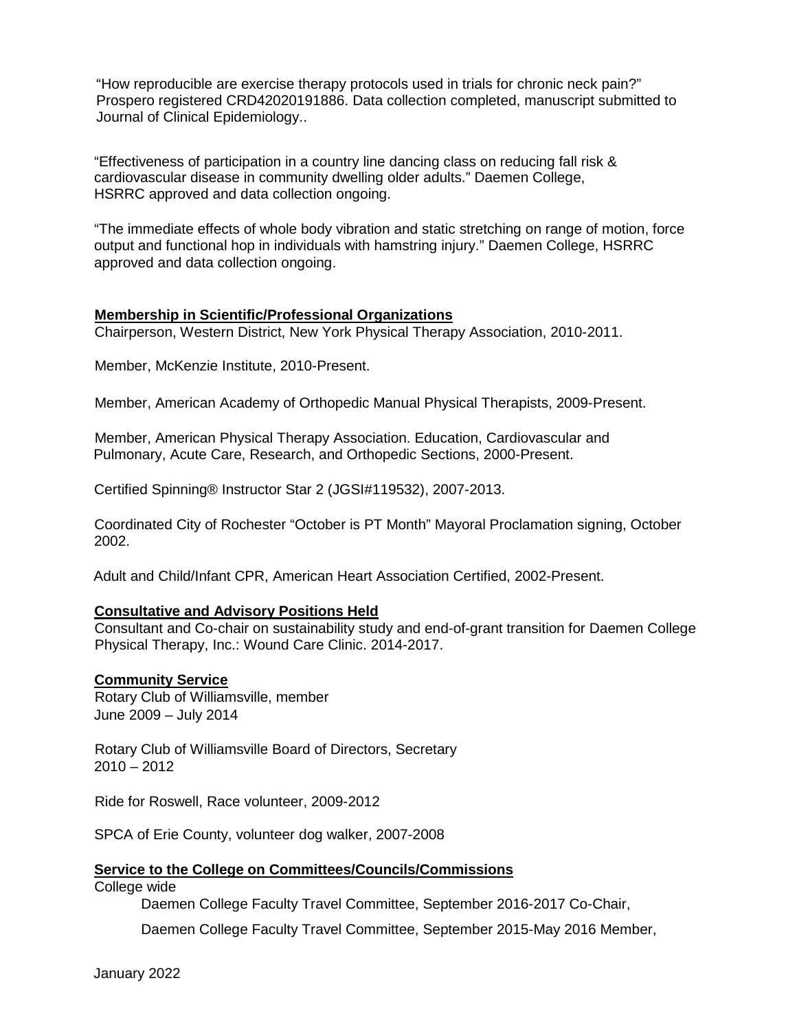"How reproducible are exercise therapy protocols used in trials for chronic neck pain?" Prospero registered CRD42020191886. Data collection completed, manuscript submitted to Journal of Clinical Epidemiology..

"Effectiveness of participation in a country line dancing class on reducing fall risk & cardiovascular disease in community dwelling older adults." Daemen College, HSRRC approved and data collection ongoing.

"The immediate effects of whole body vibration and static stretching on range of motion, force output and functional hop in individuals with hamstring injury." Daemen College, HSRRC approved and data collection ongoing.

**Membership in Scientific/Professional Organizations**

Chairperson, Western District, New York Physical Therapy Association, 2010-2011.

Member, McKenzie Institute, 2010-Present.

Member, American Academy of Orthopedic Manual Physical Therapists, 2009-Present.

Member, American Physical Therapy Association. Education, Cardiovascular and Pulmonary, Acute Care, Research, and Orthopedic Sections, 2000-Present.

Certified Spinning® Instructor Star 2 (JGSI#119532), 2007-2013.

Coordinated City of Rochester "October is PT Month" Mayoral Proclamation signing, October 2002.

Adult and Child/Infant CPR, American Heart Association Certified, 2002-Present.

**Consultative and Advisory Positions Held**

Consultant and Co-chair on sustainability study and end-of-grant transition for Daemen College Physical Therapy, Inc.: Wound Care Clinic. 2014-2017.

**Community Service**

Rotary Club of Williamsville, member
June 2009 – July 2014

Rotary Club of Williamsville Board of Directors, Secretary
2010 – 2012

Ride for Roswell, Race volunteer, 2009-2012

SPCA of Erie County, volunteer dog walker, 2007-2008

**Service to the College on Committees/Councils/Commissions**

College wide

- Daemen College Faculty Travel Committee, September 2016-2017 Co-Chair,
- Daemen College Faculty Travel Committee, September 2015-May 2016 Member,

January 2022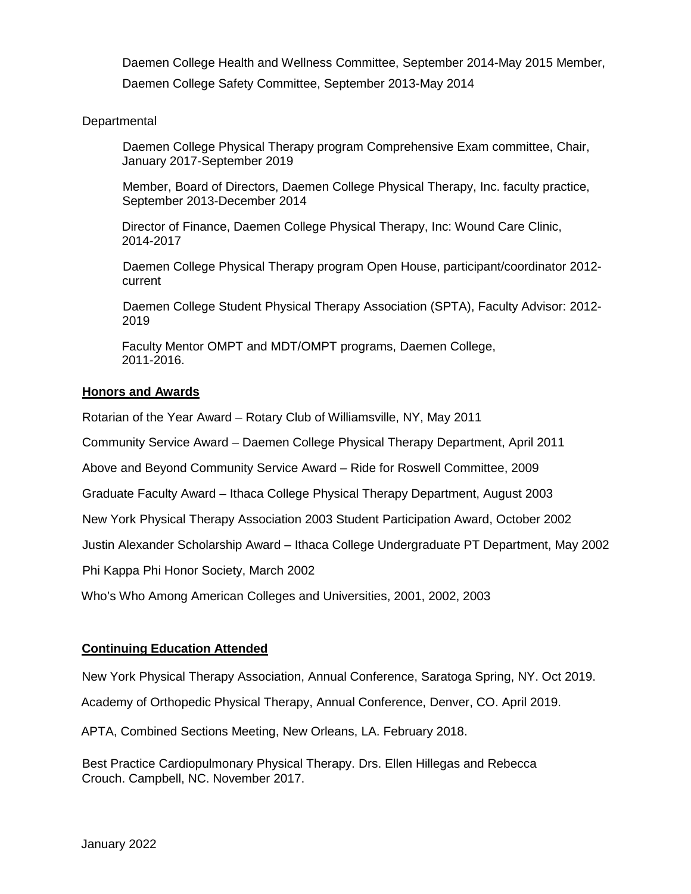Daemen College Health and Wellness Committee, September 2014-May 2015 Member,

Daemen College Safety Committee, September 2013-May 2014

Departmental

Daemen College Physical Therapy program Comprehensive Exam committee, Chair, January 2017-September 2019

Member, Board of Directors, Daemen College Physical Therapy, Inc. faculty practice, September 2013-December 2014

Director of Finance, Daemen College Physical Therapy, Inc: Wound Care Clinic, 2014-2017

Daemen College Physical Therapy program Open House, participant/coordinator 2012-current

Daemen College Student Physical Therapy Association (SPTA), Faculty Advisor: 2012-2019

Faculty Mentor OMPT and MDT/OMPT programs, Daemen College, 2011-2016.

**Honors and Awards**

Rotarian of the Year Award – Rotary Club of Williamsville, NY, May 2011

Community Service Award – Daemen College Physical Therapy Department, April 2011

Above and Beyond Community Service Award – Ride for Roswell Committee, 2009

Graduate Faculty Award – Ithaca College Physical Therapy Department, August 2003

New York Physical Therapy Association 2003 Student Participation Award, October 2002

Justin Alexander Scholarship Award – Ithaca College Undergraduate PT Department, May 2002

Phi Kappa Phi Honor Society, March 2002

Who's Who Among American Colleges and Universities, 2001, 2002, 2003

**Continuing Education Attended**

New York Physical Therapy Association, Annual Conference, Saratoga Spring, NY. Oct 2019.

Academy of Orthopedic Physical Therapy, Annual Conference, Denver, CO. April 2019.

APTA, Combined Sections Meeting, New Orleans, LA. February 2018.

Best Practice Cardiopulmonary Physical Therapy. Drs. Ellen Hillegas and Rebecca Crouch. Campbell, NC. November 2017.

January 2022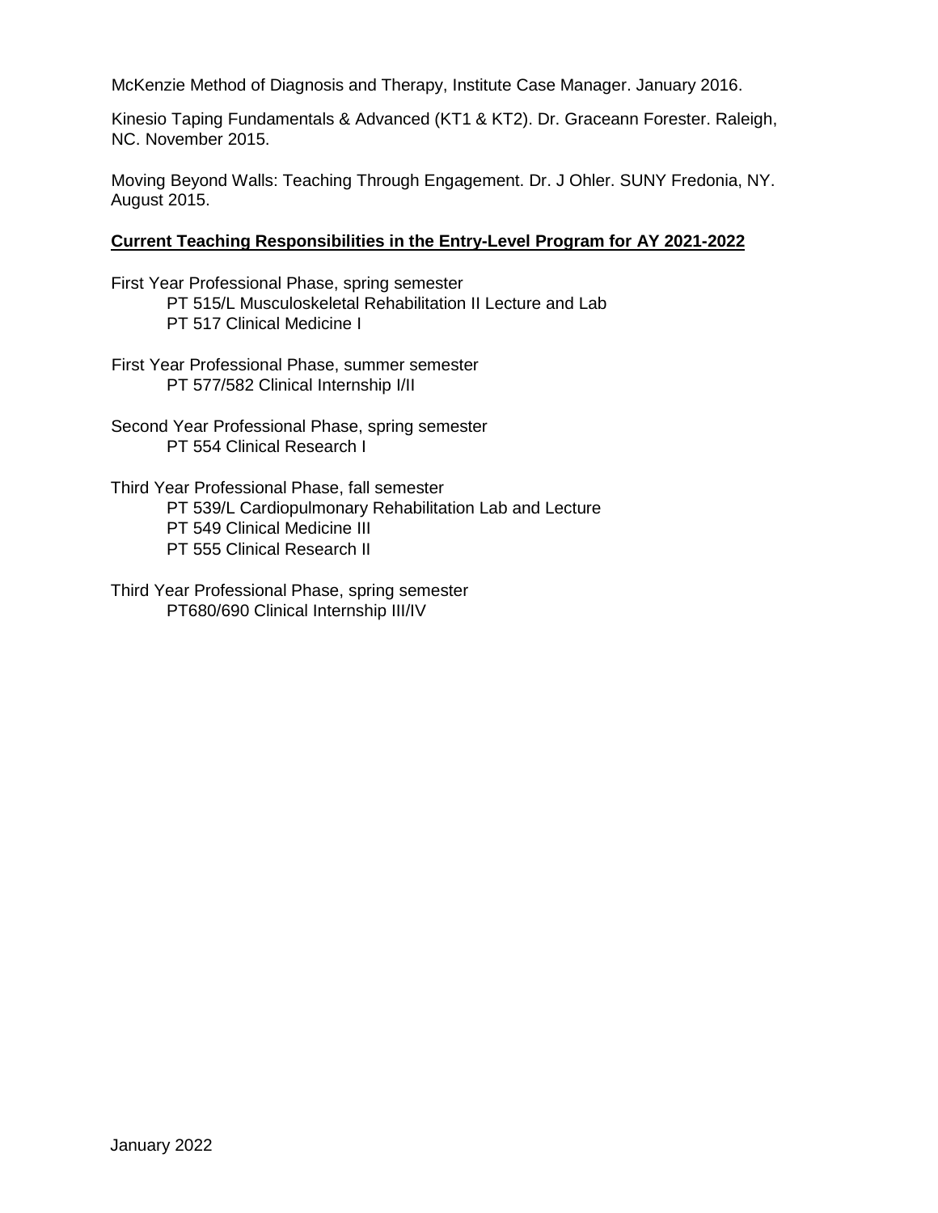McKenzie Method of Diagnosis and Therapy, Institute Case Manager. January 2016.

Kinesio Taping Fundamentals & Advanced (KT1 & KT2). Dr. Graceann Forester. Raleigh, NC. November 2015.

Moving Beyond Walls: Teaching Through Engagement. Dr. J Ohler. SUNY Fredonia, NY. August 2015.

**Current Teaching Responsibilities in the Entry-Level Program for AY 2021-2022**

First Year Professional Phase, spring semester
- PT 515/L Musculoskeletal Rehabilitation II Lecture and Lab
- PT 517 Clinical Medicine I

First Year Professional Phase, summer semester
- PT 577/582 Clinical Internship I/II

Second Year Professional Phase, spring semester
- PT 554 Clinical Research I

Third Year Professional Phase, fall semester
- PT 539/L Cardiopulmonary Rehabilitation Lab and Lecture
- PT 549 Clinical Medicine III
- PT 555 Clinical Research II

Third Year Professional Phase, spring semester
- PT680/690 Clinical Internship III/IV

January 2022